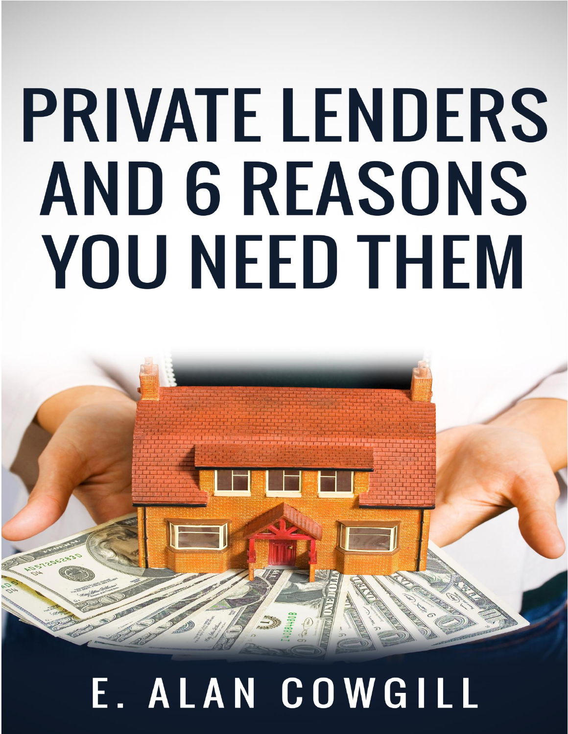# PRIVATE LENDERS AND 6 REASONS YOU NEED THEM

E. ALAN COWGILL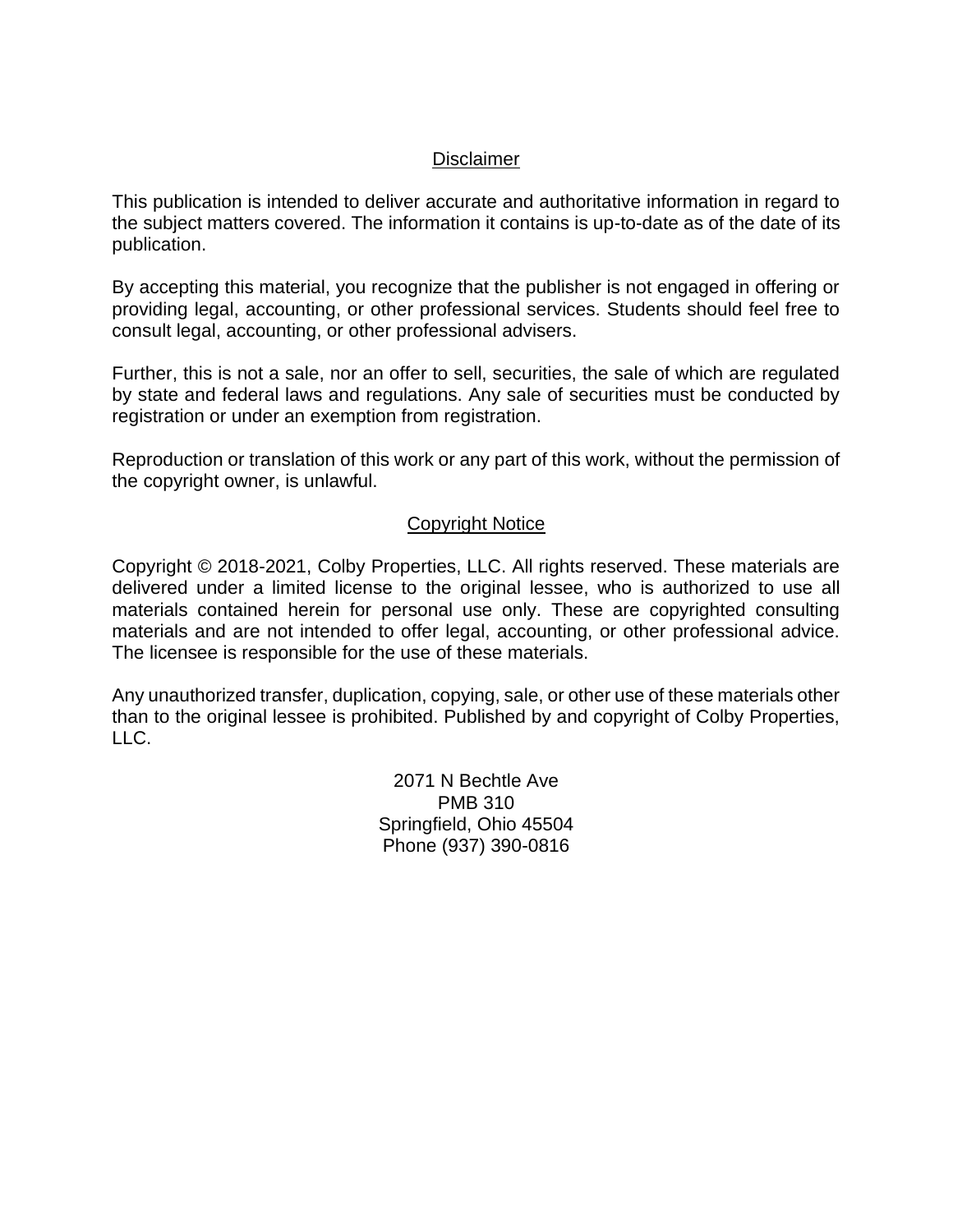## Disclaimer

This publication is intended to deliver accurate and authoritative information in regard to the subject matters covered. The information it contains is up-to-date as of the date of its publication.

By accepting this material, you recognize that the publisher is not engaged in offering or providing legal, accounting, or other professional services. Students should feel free to consult legal, accounting, or other professional advisers.

Further, this is not a sale, nor an offer to sell, securities, the sale of which are regulated by state and federal laws and regulations. Any sale of securities must be conducted by registration or under an exemption from registration.

Reproduction or translation of this work or any part of this work, without the permission of the copyright owner, is unlawful.

## Copyright Notice

Copyright © 2018-2021, Colby Properties, LLC. All rights reserved. These materials are delivered under a limited license to the original lessee, who is authorized to use all materials contained herein for personal use only. These are copyrighted consulting materials and are not intended to offer legal, accounting, or other professional advice. The licensee is responsible for the use of these materials.

Any unauthorized transfer, duplication, copying, sale, or other use of these materials other than to the original lessee is prohibited. Published by and copyright of Colby Properties, LLC.

2071 N Bechtle Ave  
PMB 310  
Springfield, Ohio 45504  
Phone (937) 390-0816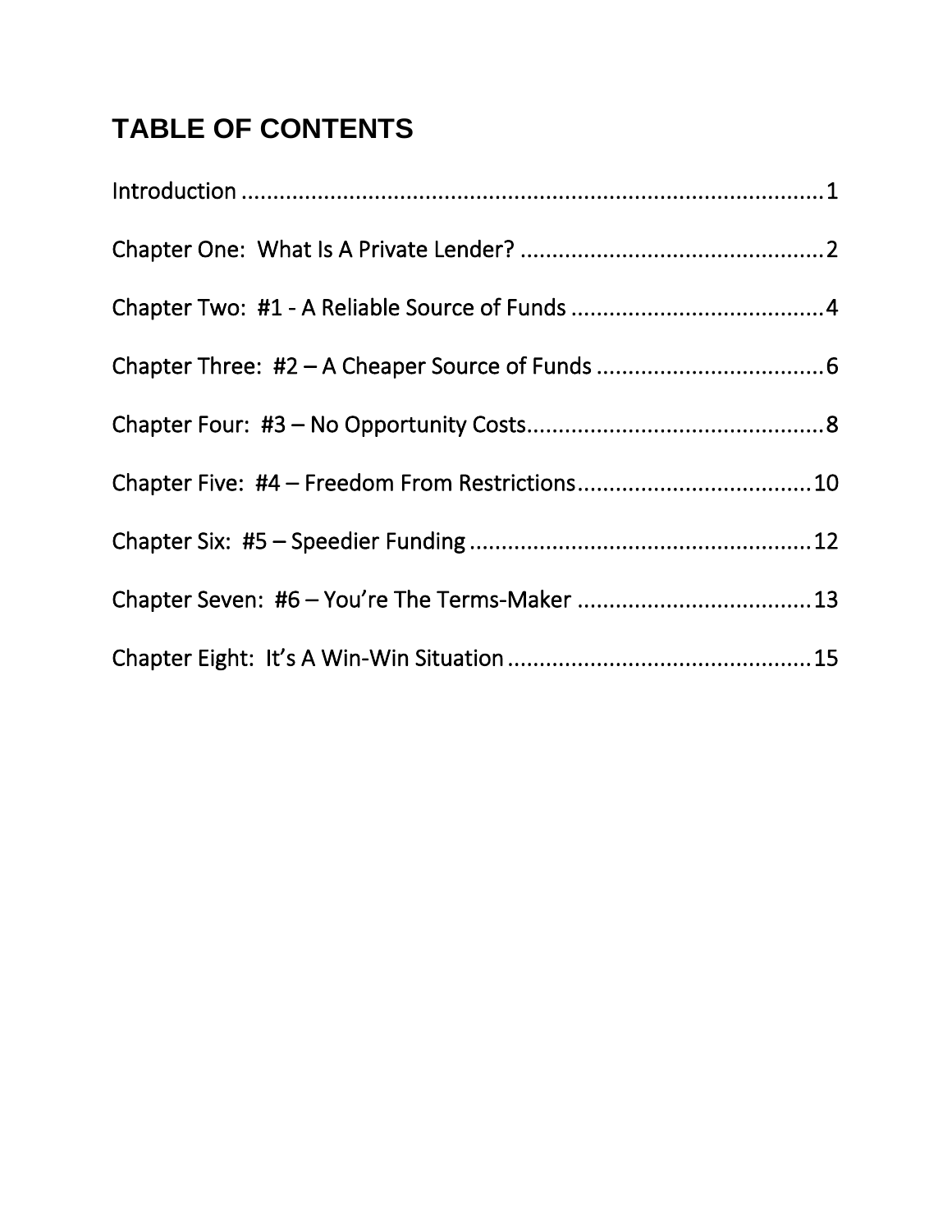## TABLE OF CONTENTS

Introduction ........................................................................................ 1

Chapter One: What Is A Private Lender? ............................................. 2

Chapter Two: #1 - A Reliable Source of Funds ..................................... 4

Chapter Three: #2 – A Cheaper Source of Funds .................................. 6

Chapter Four: #3 – No Opportunity Costs............................................. 8

Chapter Five: #4 – Freedom From Restrictions................................... 10

Chapter Six: #5 – Speedier Funding .................................................... 12

Chapter Seven: #6 – You're The Terms-Maker ................................... 13

Chapter Eight: It's A Win-Win Situation .............................................. 15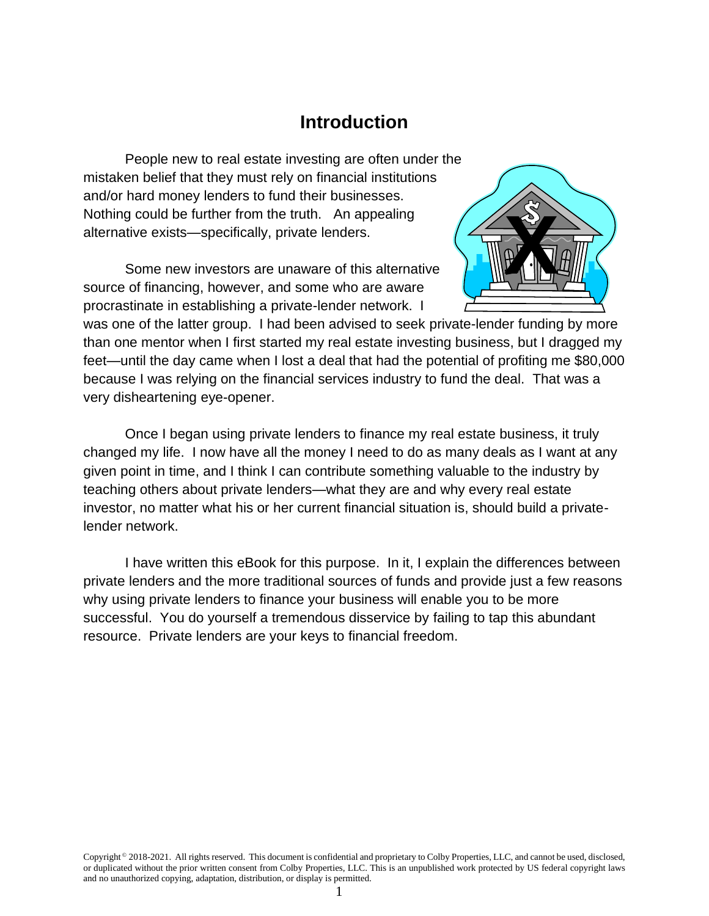# Introduction

People new to real estate investing are often under the mistaken belief that they must rely on financial institutions and/or hard money lenders to fund their businesses. Nothing could be further from the truth. An appealing alternative exists—specifically, private lenders.

Some new investors are unaware of this alternative source of financing, however, and some who are aware procrastinate in establishing a private-lender network. I was one of the latter group. I had been advised to seek private-lender funding by more than one mentor when I first started my real estate investing business, but I dragged my feet—until the day came when I lost a deal that had the potential of profiting me $80,000 because I was relying on the financial services industry to fund the deal. That was a very disheartening eye-opener.

Once I began using private lenders to finance my real estate business, it truly changed my life. I now have all the money I need to do as many deals as I want at any given point in time, and I think I can contribute something valuable to the industry by teaching others about private lenders—what they are and why every real estate investor, no matter what his or her current financial situation is, should build a private-lender network.

I have written this eBook for this purpose. In it, I explain the differences between private lenders and the more traditional sources of funds and provide just a few reasons why using private lenders to finance your business will enable you to be more successful. You do yourself a tremendous disservice by failing to tap this abundant resource. Private lenders are your keys to financial freedom.

Copyright © 2018-2021. All rights reserved. This document is confidential and proprietary to Colby Properties, LLC, and cannot be used, disclosed, or duplicated without the prior written consent from Colby Properties, LLC. This is an unpublished work protected by US federal copyright laws and no unauthorized copying, adaptation, distribution, or display is permitted.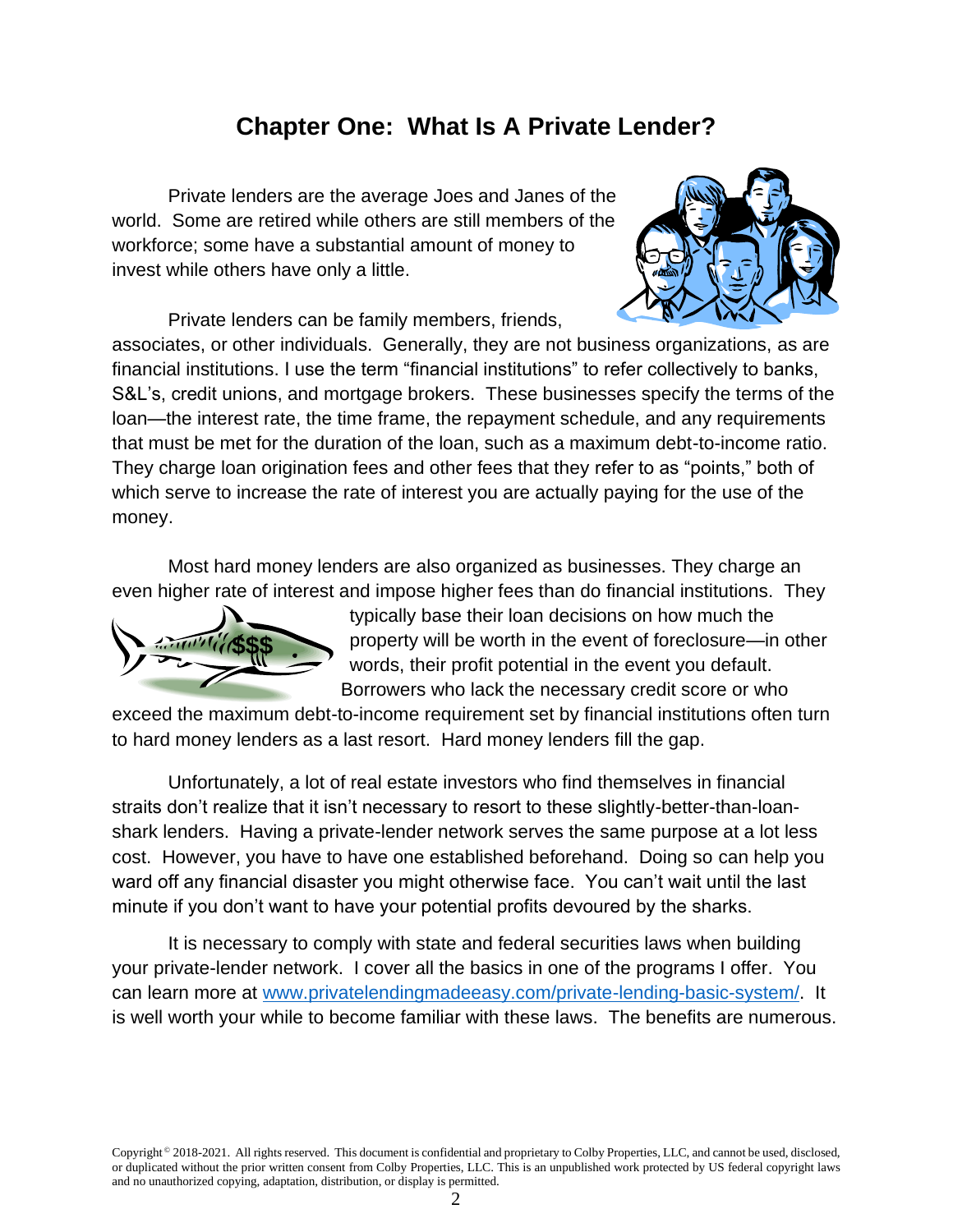# Chapter One: What Is A Private Lender?

Private lenders are the average Joes and Janes of the world. Some are retired while others are still members of the workforce; some have a substantial amount of money to invest while others have only a little.

Private lenders can be family members, friends, associates, or other individuals. Generally, they are not business organizations, as are financial institutions. I use the term "financial institutions" to refer collectively to banks, S&L's, credit unions, and mortgage brokers. These businesses specify the terms of the loan—the interest rate, the time frame, the repayment schedule, and any requirements that must be met for the duration of the loan, such as a maximum debt-to-income ratio. They charge loan origination fees and other fees that they refer to as "points," both of which serve to increase the rate of interest you are actually paying for the use of the money.

Most hard money lenders are also organized as businesses. They charge an even higher rate of interest and impose higher fees than do financial institutions. They typically base their loan decisions on how much the property will be worth in the event of foreclosure—in other words, their profit potential in the event you default. Borrowers who lack the necessary credit score or who exceed the maximum debt-to-income requirement set by financial institutions often turn to hard money lenders as a last resort. Hard money lenders fill the gap.

Unfortunately, a lot of real estate investors who find themselves in financial straits don't realize that it isn't necessary to resort to these slightly-better-than-loan-shark lenders. Having a private-lender network serves the same purpose at a lot less cost. However, you have to have one established beforehand. Doing so can help you ward off any financial disaster you might otherwise face. You can't wait until the last minute if you don't want to have your potential profits devoured by the sharks.

It is necessary to comply with state and federal securities laws when building your private-lender network. I cover all the basics in one of the programs I offer. You can learn more at www.privatelendingmadeeasy.com/private-lending-basic-system/. It is well worth your while to become familiar with these laws. The benefits are numerous.

Copyright © 2018-2021. All rights reserved. This document is confidential and proprietary to Colby Properties, LLC, and cannot be used, disclosed, or duplicated without the prior written consent from Colby Properties, LLC. This is an unpublished work protected by US federal copyright laws and no unauthorized copying, adaptation, distribution, or display is permitted.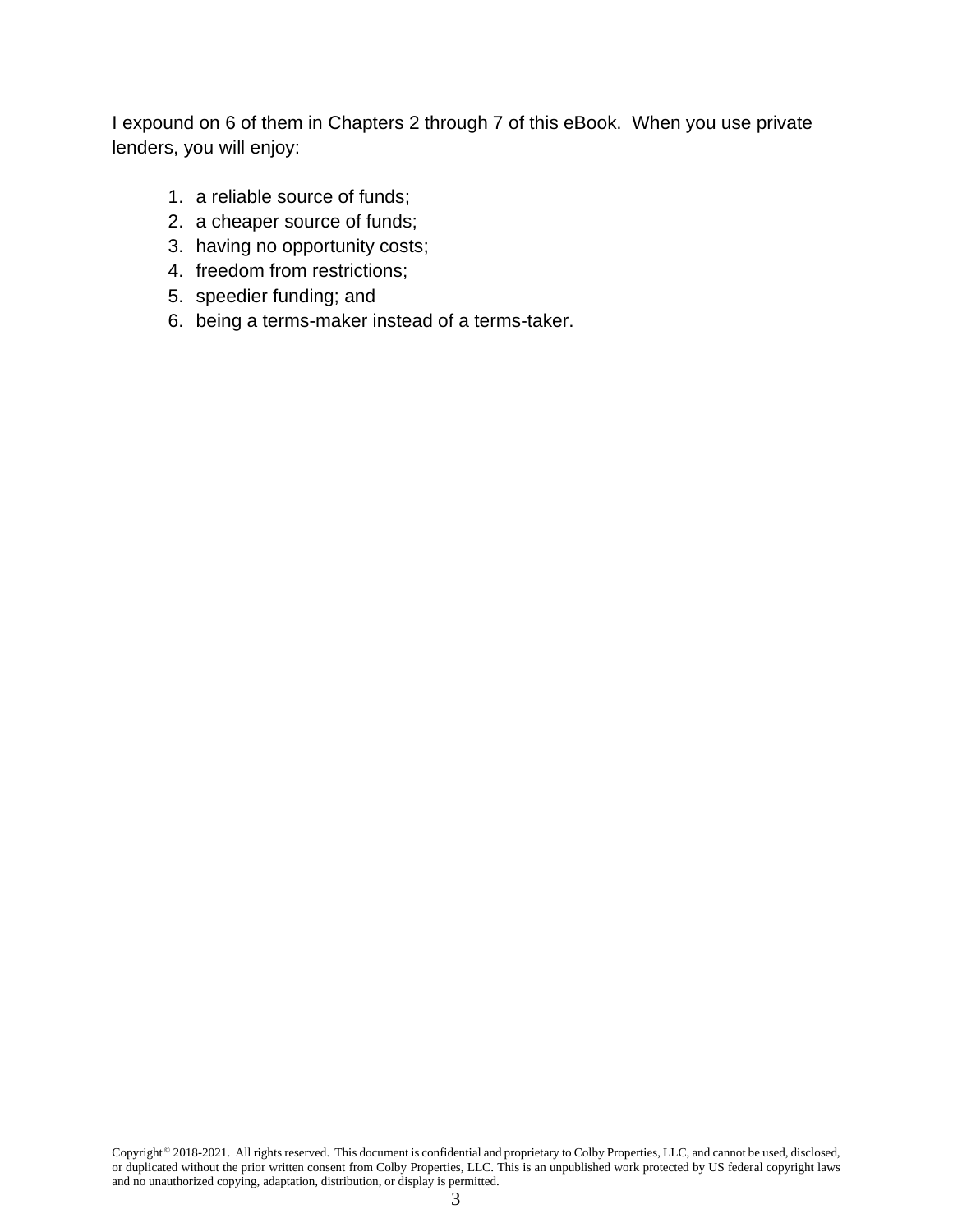I expound on 6 of them in Chapters 2 through 7 of this eBook.  When you use private lenders, you will enjoy:

1. a reliable source of funds;
2. a cheaper source of funds;
3. having no opportunity costs;
4. freedom from restrictions;
5. speedier funding; and
6. being a terms-maker instead of a terms-taker.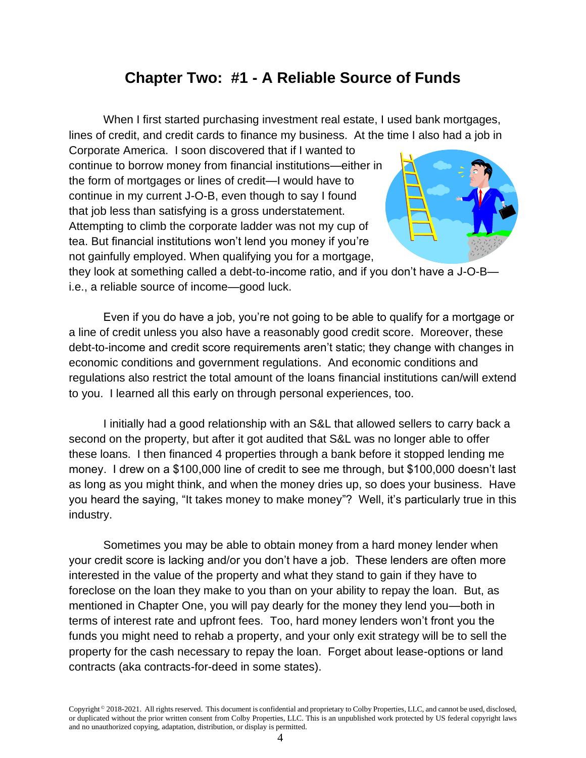## Chapter Two: #1 - A Reliable Source of Funds

When I first started purchasing investment real estate, I used bank mortgages, lines of credit, and credit cards to finance my business. At the time I also had a job in Corporate America. I soon discovered that if I wanted to continue to borrow money from financial institutions—either in the form of mortgages or lines of credit—I would have to continue in my current J-O-B, even though to say I found that job less than satisfying is a gross understatement. Attempting to climb the corporate ladder was not my cup of tea. But financial institutions won't lend you money if you're not gainfully employed. When qualifying you for a mortgage, they look at something called a debt-to-income ratio, and if you don't have a J-O-B—i.e., a reliable source of income—good luck.

Even if you do have a job, you're not going to be able to qualify for a mortgage or a line of credit unless you also have a reasonably good credit score. Moreover, these debt-to-income and credit score requirements aren't static; they change with changes in economic conditions and government regulations. And economic conditions and regulations also restrict the total amount of the loans financial institutions can/will extend to you. I learned all this early on through personal experiences, too.

I initially had a good relationship with an S&L that allowed sellers to carry back a second on the property, but after it got audited that S&L was no longer able to offer these loans. I then financed 4 properties through a bank before it stopped lending me money. I drew on a $100,000 line of credit to see me through, but $100,000 doesn't last as long as you might think, and when the money dries up, so does your business. Have you heard the saying, "It takes money to make money"? Well, it's particularly true in this industry.

Sometimes you may be able to obtain money from a hard money lender when your credit score is lacking and/or you don't have a job. These lenders are often more interested in the value of the property and what they stand to gain if they have to foreclose on the loan they make to you than on your ability to repay the loan. But, as mentioned in Chapter One, you will pay dearly for the money they lend you—both in terms of interest rate and upfront fees. Too, hard money lenders won't front you the funds you might need to rehab a property, and your only exit strategy will be to sell the property for the cash necessary to repay the loan. Forget about lease-options or land contracts (aka contracts-for-deed in some states).

Copyright © 2018-2021. All rights reserved. This document is confidential and proprietary to Colby Properties, LLC, and cannot be used, disclosed, or duplicated without the prior written consent from Colby Properties, LLC. This is an unpublished work protected by US federal copyright laws and no unauthorized copying, adaptation, distribution, or display is permitted.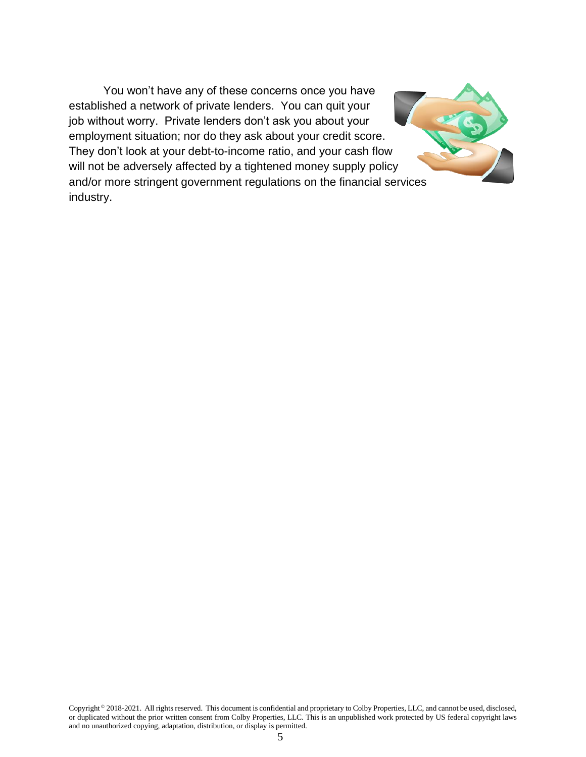You won't have any of these concerns once you have established a network of private lenders. You can quit your job without worry. Private lenders don't ask you about your employment situation; nor do they ask about your credit score. They don't look at your debt-to-income ratio, and your cash flow will not be adversely affected by a tightened money supply policy and/or more stringent government regulations on the financial services industry.

Copyright © 2018-2021. All rights reserved. This document is confidential and proprietary to Colby Properties, LLC, and cannot be used, disclosed, or duplicated without the prior written consent from Colby Properties, LLC. This is an unpublished work protected by US federal copyright laws and no unauthorized copying, adaptation, distribution, or display is permitted.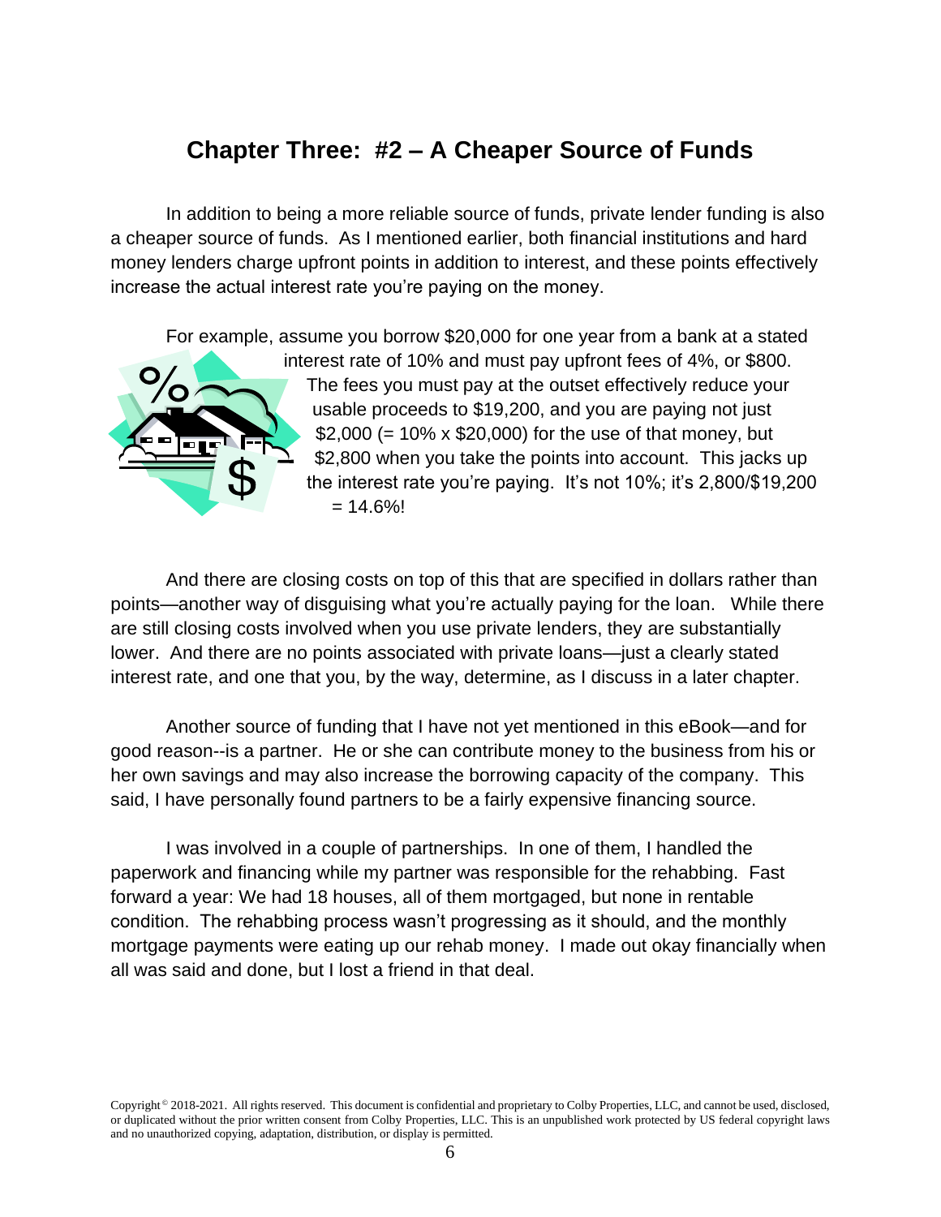## Chapter Three: #2 – A Cheaper Source of Funds

In addition to being a more reliable source of funds, private lender funding is also a cheaper source of funds. As I mentioned earlier, both financial institutions and hard money lenders charge upfront points in addition to interest, and these points effectively increase the actual interest rate you're paying on the money.

For example, assume you borrow $20,000 for one year from a bank at a stated interest rate of 10% and must pay upfront fees of 4%, or $800. The fees you must pay at the outset effectively reduce your usable proceeds to $19,200, and you are paying not just $2,000 (= 10% x $20,000) for the use of that money, but $2,800 when you take the points into account. This jacks up the interest rate you're paying. It's not 10%; it's 2,800/$19,200 = 14.6%!

And there are closing costs on top of this that are specified in dollars rather than points—another way of disguising what you're actually paying for the loan. While there are still closing costs involved when you use private lenders, they are substantially lower. And there are no points associated with private loans—just a clearly stated interest rate, and one that you, by the way, determine, as I discuss in a later chapter.

Another source of funding that I have not yet mentioned in this eBook—and for good reason--is a partner. He or she can contribute money to the business from his or her own savings and may also increase the borrowing capacity of the company. This said, I have personally found partners to be a fairly expensive financing source.

I was involved in a couple of partnerships. In one of them, I handled the paperwork and financing while my partner was responsible for the rehabbing. Fast forward a year: We had 18 houses, all of them mortgaged, but none in rentable condition. The rehabbing process wasn't progressing as it should, and the monthly mortgage payments were eating up our rehab money. I made out okay financially when all was said and done, but I lost a friend in that deal.

Copyright © 2018-2021. All rights reserved. This document is confidential and proprietary to Colby Properties, LLC, and cannot be used, disclosed, or duplicated without the prior written consent from Colby Properties, LLC. This is an unpublished work protected by US federal copyright laws and no unauthorized copying, adaptation, distribution, or display is permitted.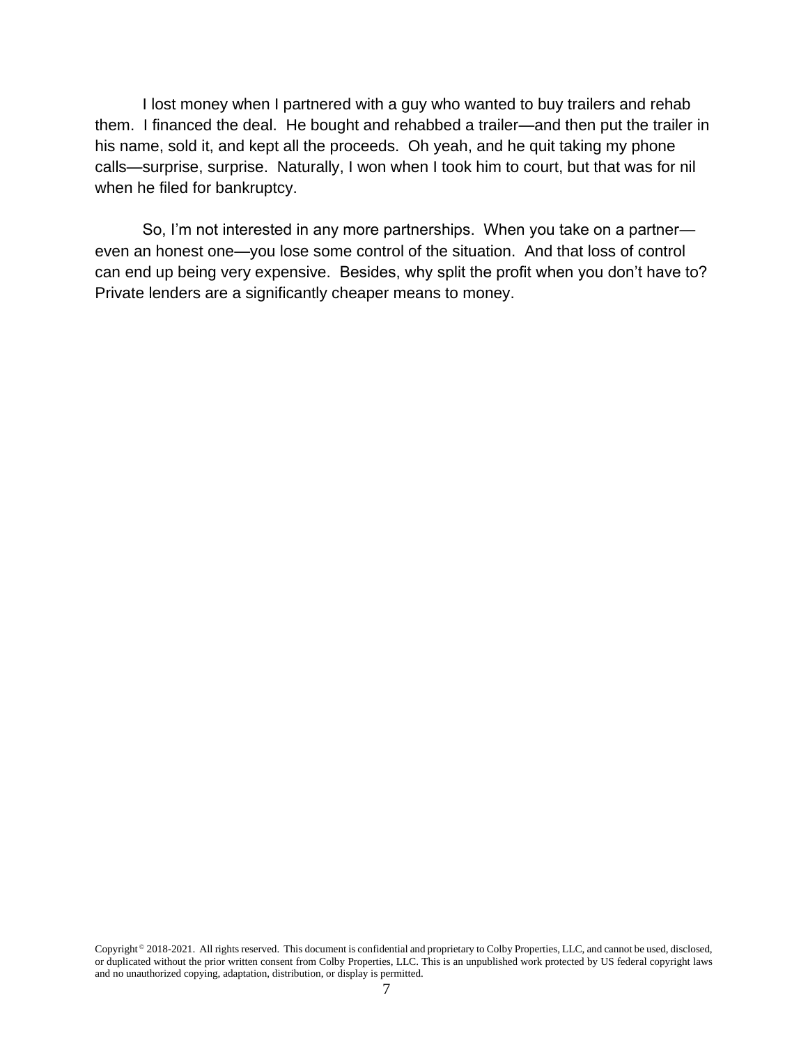I lost money when I partnered with a guy who wanted to buy trailers and rehab them. I financed the deal. He bought and rehabbed a trailer—and then put the trailer in his name, sold it, and kept all the proceeds. Oh yeah, and he quit taking my phone calls—surprise, surprise. Naturally, I won when I took him to court, but that was for nil when he filed for bankruptcy.

So, I'm not interested in any more partnerships. When you take on a partner—even an honest one—you lose some control of the situation. And that loss of control can end up being very expensive. Besides, why split the profit when you don't have to? Private lenders are a significantly cheaper means to money.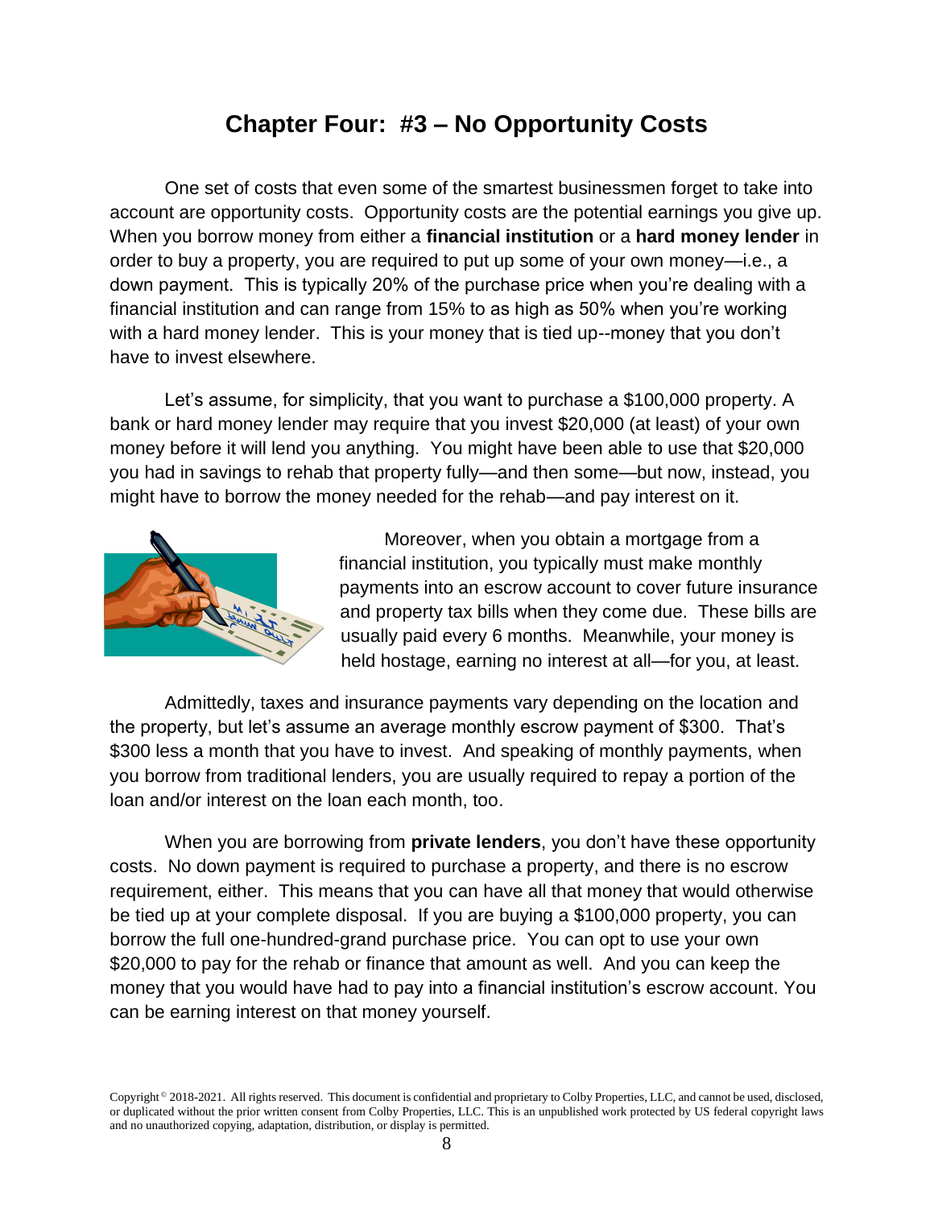# Chapter Four: #3 – No Opportunity Costs

One set of costs that even some of the smartest businessmen forget to take into account are opportunity costs. Opportunity costs are the potential earnings you give up. When you borrow money from either a **financial institution** or a **hard money lender** in order to buy a property, you are required to put up some of your own money—i.e., a down payment. This is typically 20% of the purchase price when you're dealing with a financial institution and can range from 15% to as high as 50% when you're working with a hard money lender. This is your money that is tied up--money that you don't have to invest elsewhere.

Let's assume, for simplicity, that you want to purchase a $100,000 property. A bank or hard money lender may require that you invest $20,000 (at least) of your own money before it will lend you anything. You might have been able to use that $20,000 you had in savings to rehab that property fully—and then some—but now, instead, you might have to borrow the money needed for the rehab—and pay interest on it.

Moreover, when you obtain a mortgage from a financial institution, you typically must make monthly payments into an escrow account to cover future insurance and property tax bills when they come due. These bills are usually paid every 6 months. Meanwhile, your money is held hostage, earning no interest at all—for you, at least.

Admittedly, taxes and insurance payments vary depending on the location and the property, but let's assume an average monthly escrow payment of $300. That's $300 less a month that you have to invest. And speaking of monthly payments, when you borrow from traditional lenders, you are usually required to repay a portion of the loan and/or interest on the loan each month, too.

When you are borrowing from **private lenders**, you don't have these opportunity costs. No down payment is required to purchase a property, and there is no escrow requirement, either. This means that you can have all that money that would otherwise be tied up at your complete disposal. If you are buying a $100,000 property, you can borrow the full one-hundred-grand purchase price. You can opt to use your own $20,000 to pay for the rehab or finance that amount as well. And you can keep the money that you would have had to pay into a financial institution's escrow account. You can be earning interest on that money yourself.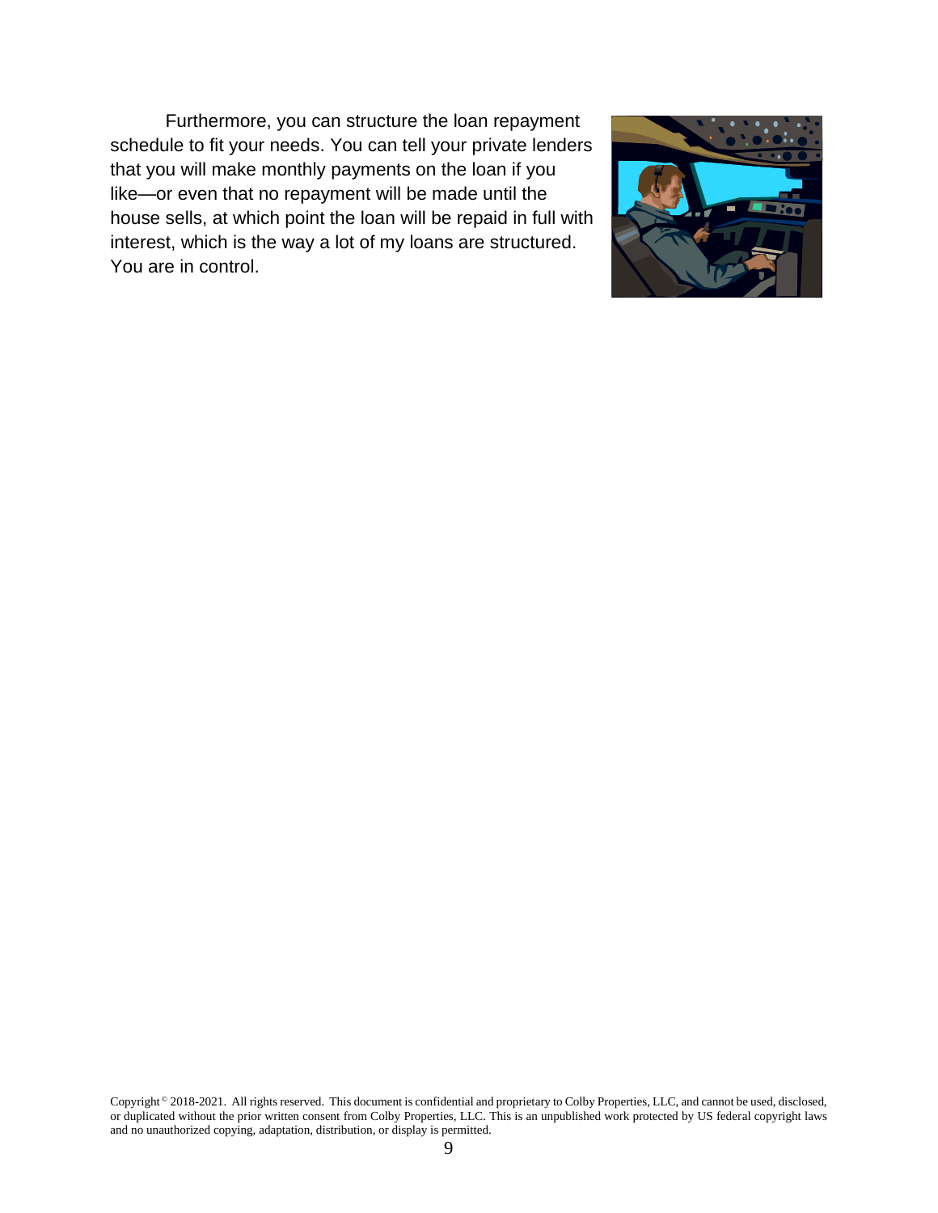Furthermore, you can structure the loan repayment schedule to fit your needs. You can tell your private lenders that you will make monthly payments on the loan if you like—or even that no repayment will be made until the house sells, at which point the loan will be repaid in full with interest, which is the way a lot of my loans are structured. You are in control.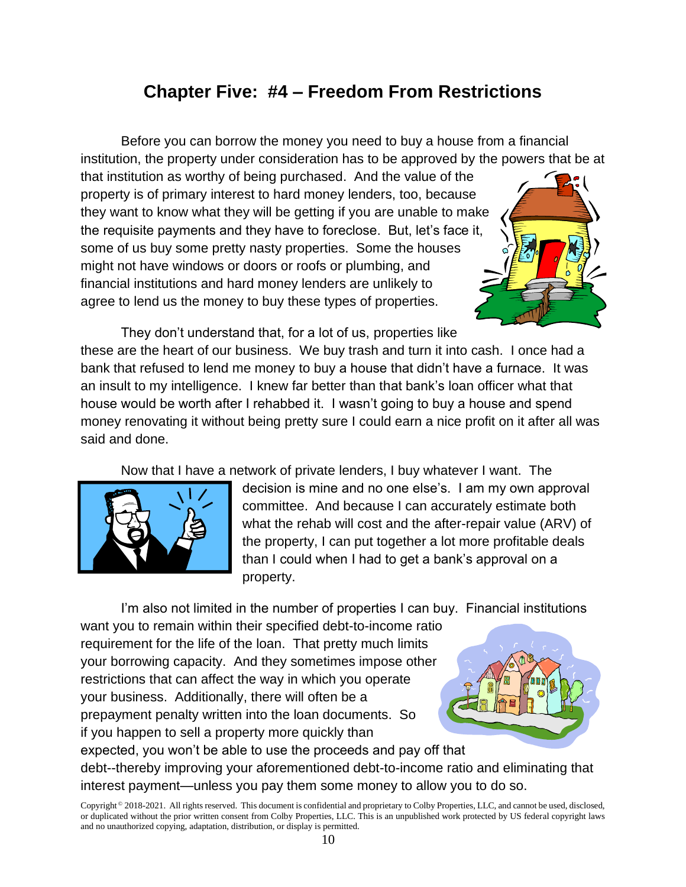## Chapter Five: #4 – Freedom From Restrictions

Before you can borrow the money you need to buy a house from a financial institution, the property under consideration has to be approved by the powers that be at that institution as worthy of being purchased. And the value of the property is of primary interest to hard money lenders, too, because they want to know what they will be getting if you are unable to make the requisite payments and they have to foreclose. But, let's face it, some of us buy some pretty nasty properties. Some the houses might not have windows or doors or roofs or plumbing, and financial institutions and hard money lenders are unlikely to agree to lend us the money to buy these types of properties.

They don't understand that, for a lot of us, properties like these are the heart of our business. We buy trash and turn it into cash. I once had a bank that refused to lend me money to buy a house that didn't have a furnace. It was an insult to my intelligence. I knew far better than that bank's loan officer what that house would be worth after I rehabbed it. I wasn't going to buy a house and spend money renovating it without being pretty sure I could earn a nice profit on it after all was said and done.

Now that I have a network of private lenders, I buy whatever I want. The decision is mine and no one else's. I am my own approval committee. And because I can accurately estimate both what the rehab will cost and the after-repair value (ARV) of the property, I can put together a lot more profitable deals than I could when I had to get a bank's approval on a property.

I'm also not limited in the number of properties I can buy. Financial institutions want you to remain within their specified debt-to-income ratio requirement for the life of the loan. That pretty much limits your borrowing capacity. And they sometimes impose other restrictions that can affect the way in which you operate your business. Additionally, there will often be a prepayment penalty written into the loan documents. So if you happen to sell a property more quickly than expected, you won't be able to use the proceeds and pay off that debt--thereby improving your aforementioned debt-to-income ratio and eliminating that interest payment—unless you pay them some money to allow you to do so.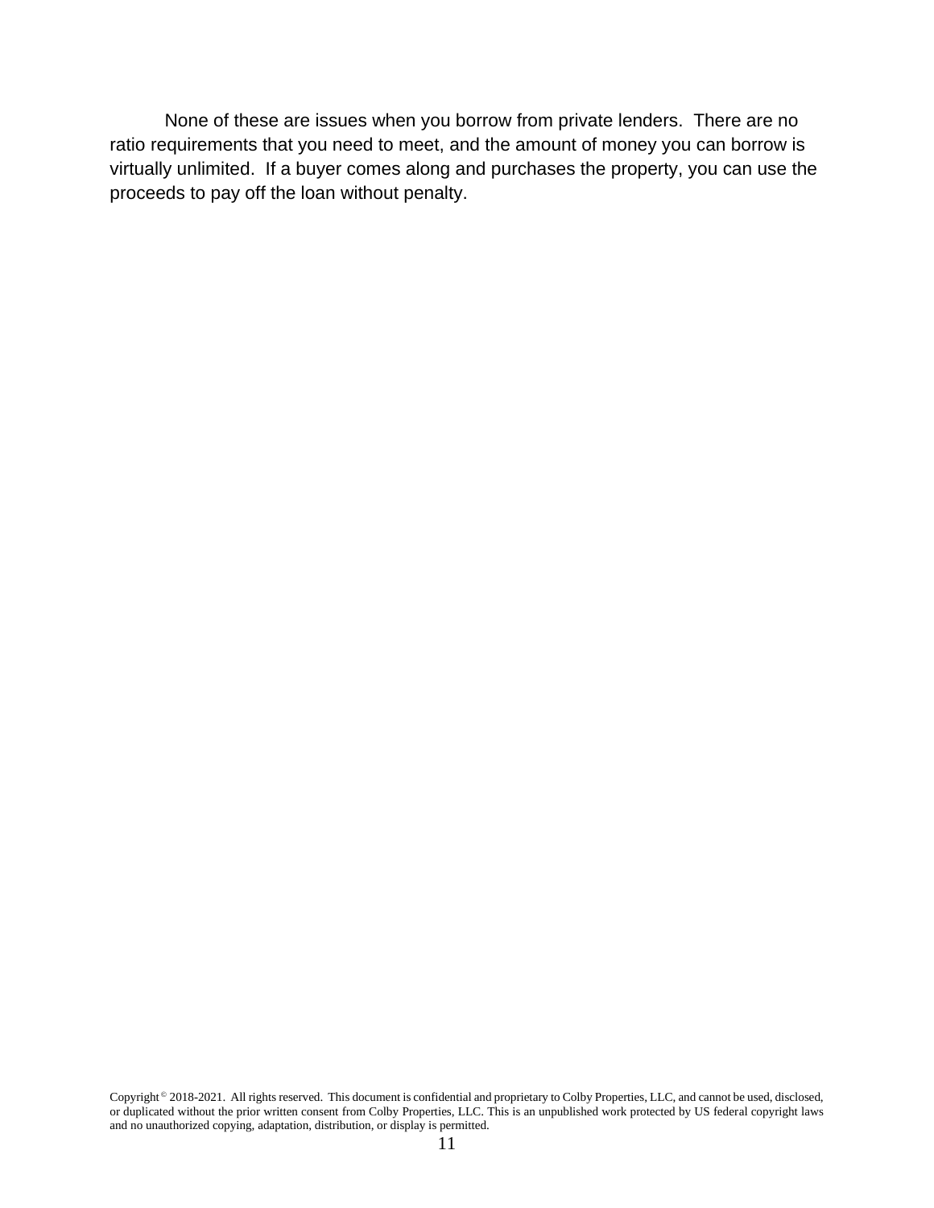None of these are issues when you borrow from private lenders. There are no ratio requirements that you need to meet, and the amount of money you can borrow is virtually unlimited. If a buyer comes along and purchases the property, you can use the proceeds to pay off the loan without penalty.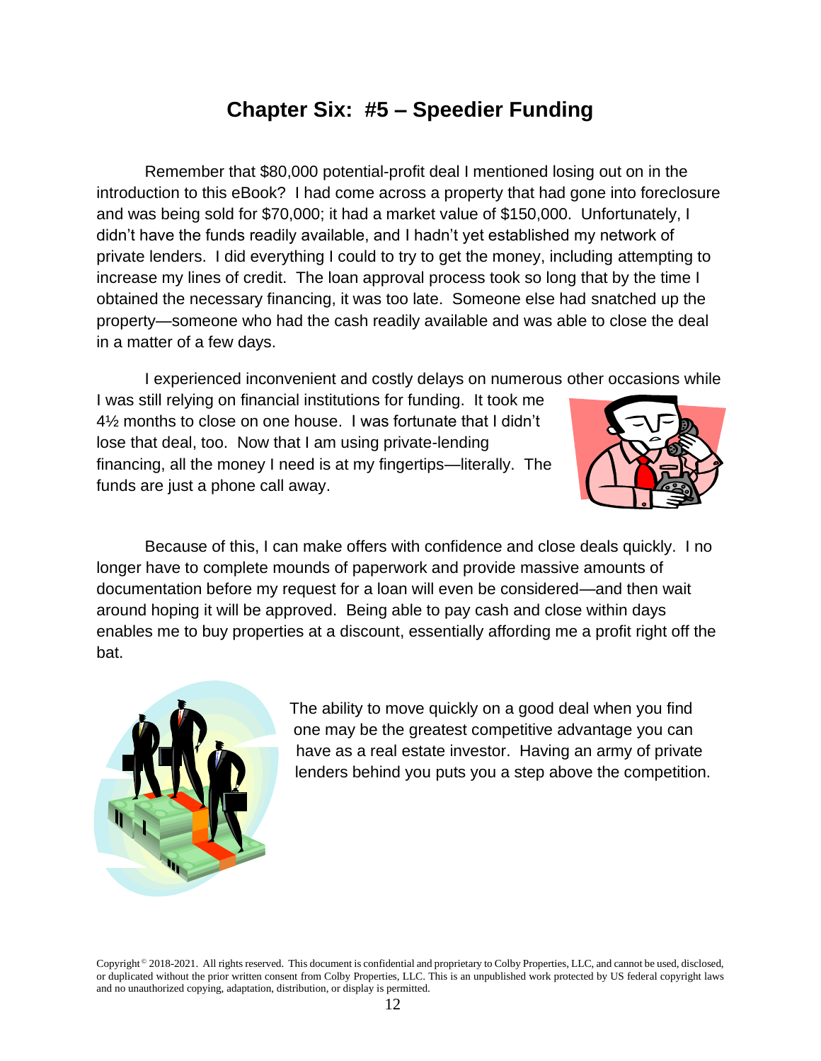## Chapter Six: #5 – Speedier Funding

Remember that $80,000 potential-profit deal I mentioned losing out on in the introduction to this eBook? I had come across a property that had gone into foreclosure and was being sold for $70,000; it had a market value of $150,000. Unfortunately, I didn't have the funds readily available, and I hadn't yet established my network of private lenders. I did everything I could to try to get the money, including attempting to increase my lines of credit. The loan approval process took so long that by the time I obtained the necessary financing, it was too late. Someone else had snatched up the property—someone who had the cash readily available and was able to close the deal in a matter of a few days.

I experienced inconvenient and costly delays on numerous other occasions while I was still relying on financial institutions for funding. It took me 4½ months to close on one house. I was fortunate that I didn't lose that deal, too. Now that I am using private-lending financing, all the money I need is at my fingertips—literally. The funds are just a phone call away.

Because of this, I can make offers with confidence and close deals quickly. I no longer have to complete mounds of paperwork and provide massive amounts of documentation before my request for a loan will even be considered—and then wait around hoping it will be approved. Being able to pay cash and close within days enables me to buy properties at a discount, essentially affording me a profit right off the bat.

The ability to move quickly on a good deal when you find one may be the greatest competitive advantage you can have as a real estate investor. Having an army of private lenders behind you puts you a step above the competition.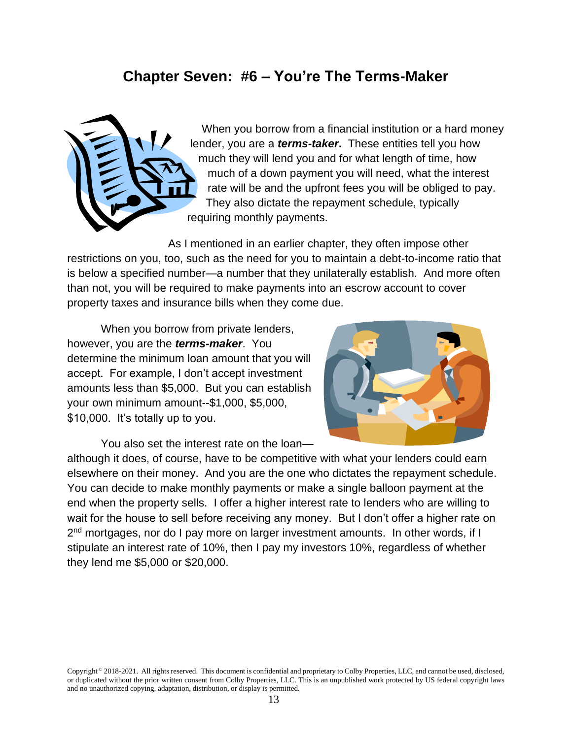## Chapter Seven: #6 – You're The Terms-Maker

When you borrow from a financial institution or a hard money lender, you are a ***terms-taker*.** These entities tell you how much they will lend you and for what length of time, how much of a down payment you will need, what the interest rate will be and the upfront fees you will be obliged to pay. They also dictate the repayment schedule, typically requiring monthly payments.

As I mentioned in an earlier chapter, they often impose other restrictions on you, too, such as the need for you to maintain a debt-to-income ratio that is below a specified number—a number that they unilaterally establish. And more often than not, you will be required to make payments into an escrow account to cover property taxes and insurance bills when they come due.

When you borrow from private lenders, however, you are the ***terms-maker***. You determine the minimum loan amount that you will accept. For example, I don't accept investment amounts less than $5,000. But you can establish your own minimum amount--$1,000, $5,000, $10,000. It's totally up to you.

You also set the interest rate on the loan—although it does, of course, have to be competitive with what your lenders could earn elsewhere on their money. And you are the one who dictates the repayment schedule. You can decide to make monthly payments or make a single balloon payment at the end when the property sells. I offer a higher interest rate to lenders who are willing to wait for the house to sell before receiving any money. But I don't offer a higher rate on 2nd mortgages, nor do I pay more on larger investment amounts. In other words, if I stipulate an interest rate of 10%, then I pay my investors 10%, regardless of whether they lend me $5,000 or $20,000.

Copyright © 2018-2021. All rights reserved. This document is confidential and proprietary to Colby Properties, LLC, and cannot be used, disclosed, or duplicated without the prior written consent from Colby Properties, LLC. This is an unpublished work protected by US federal copyright laws and no unauthorized copying, adaptation, distribution, or display is permitted.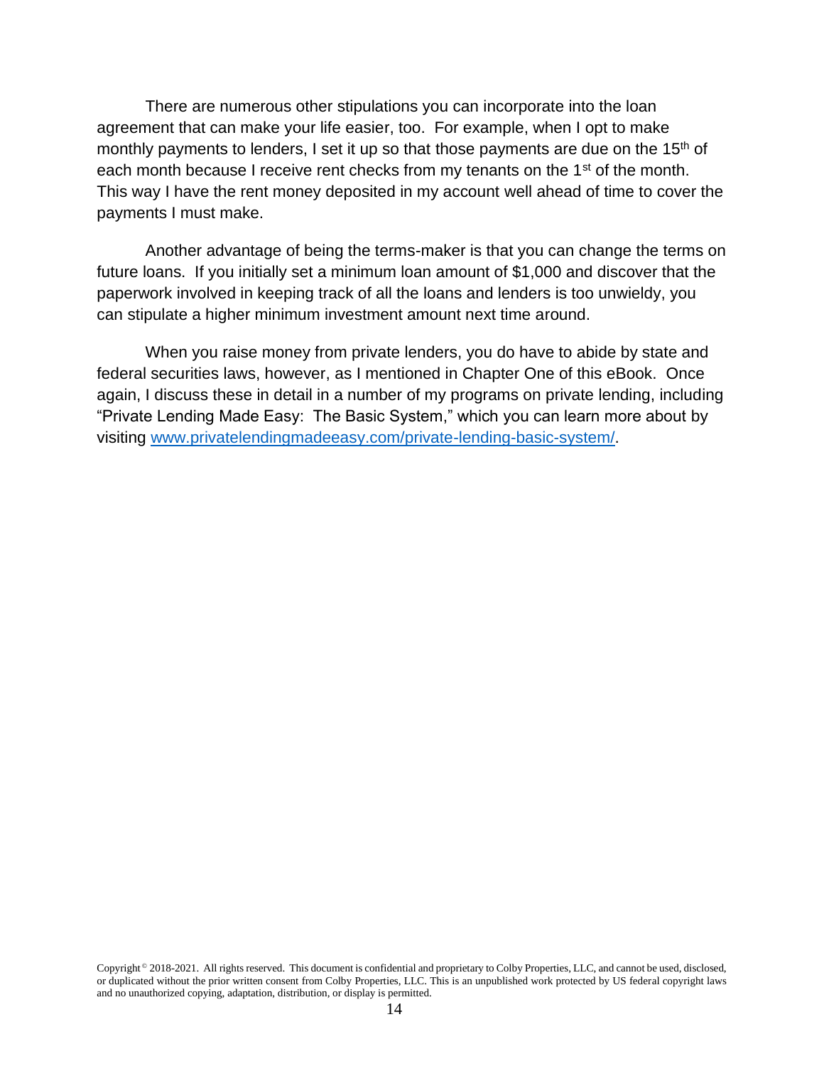There are numerous other stipulations you can incorporate into the loan agreement that can make your life easier, too. For example, when I opt to make monthly payments to lenders, I set it up so that those payments are due on the 15th of each month because I receive rent checks from my tenants on the 1st of the month. This way I have the rent money deposited in my account well ahead of time to cover the payments I must make.

Another advantage of being the terms-maker is that you can change the terms on future loans. If you initially set a minimum loan amount of $1,000 and discover that the paperwork involved in keeping track of all the loans and lenders is too unwieldy, you can stipulate a higher minimum investment amount next time around.

When you raise money from private lenders, you do have to abide by state and federal securities laws, however, as I mentioned in Chapter One of this eBook. Once again, I discuss these in detail in a number of my programs on private lending, including "Private Lending Made Easy: The Basic System," which you can learn more about by visiting [www.privatelendingmadeeasy.com/private-lending-basic-system/](http://www.privatelendingmadeeasy.com/private-lending-basic-system/).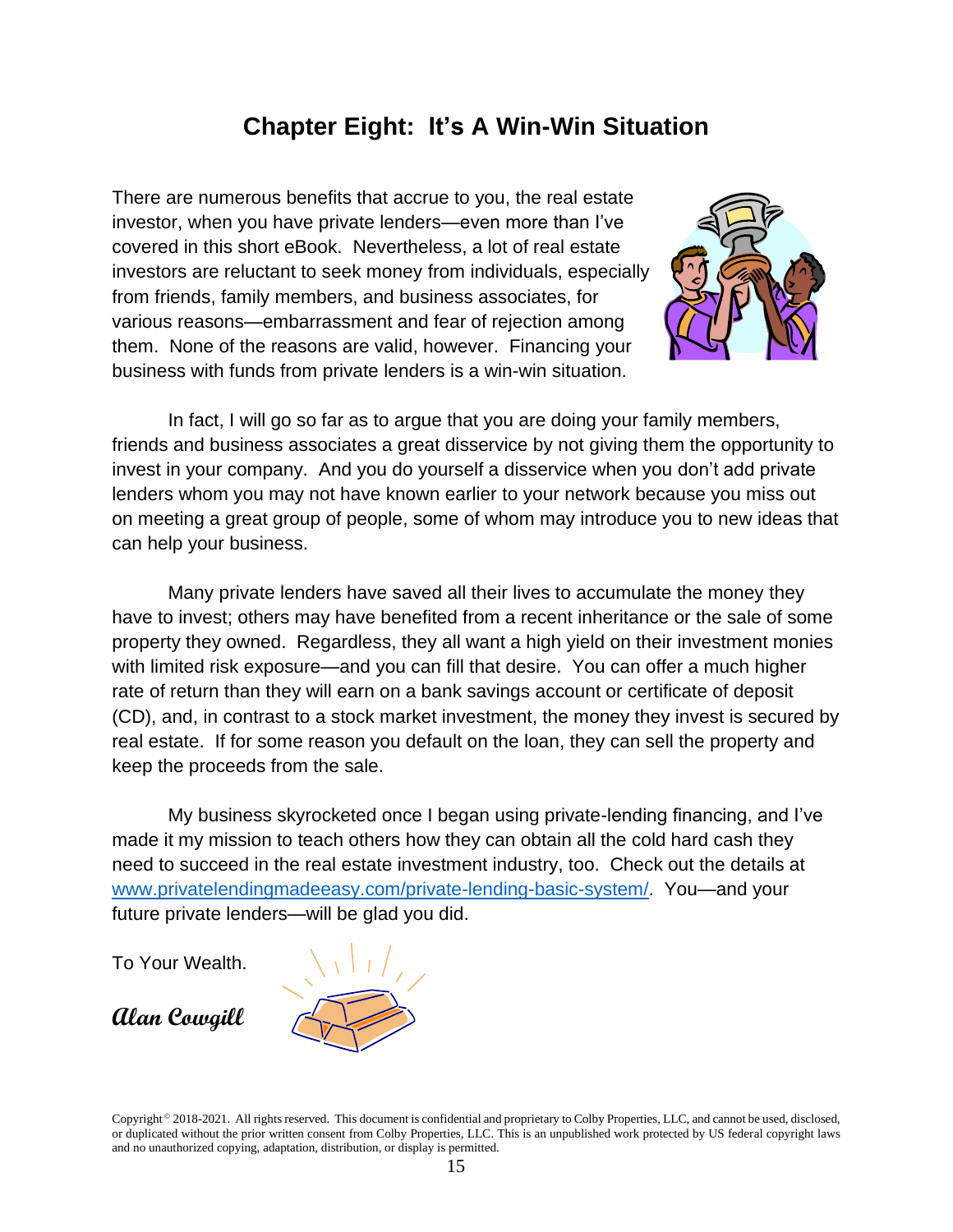# Chapter Eight: It's A Win-Win Situation

There are numerous benefits that accrue to you, the real estate investor, when you have private lenders—even more than I've covered in this short eBook. Nevertheless, a lot of real estate investors are reluctant to seek money from individuals, especially from friends, family members, and business associates, for various reasons—embarrassment and fear of rejection among them. None of the reasons are valid, however. Financing your business with funds from private lenders is a win-win situation.

In fact, I will go so far as to argue that you are doing your family members, friends and business associates a great disservice by not giving them the opportunity to invest in your company. And you do yourself a disservice when you don't add private lenders whom you may not have known earlier to your network because you miss out on meeting a great group of people, some of whom may introduce you to new ideas that can help your business.

Many private lenders have saved all their lives to accumulate the money they have to invest; others may have benefited from a recent inheritance or the sale of some property they owned. Regardless, they all want a high yield on their investment monies with limited risk exposure—and you can fill that desire. You can offer a much higher rate of return than they will earn on a bank savings account or certificate of deposit (CD), and, in contrast to a stock market investment, the money they invest is secured by real estate. If for some reason you default on the loan, they can sell the property and keep the proceeds from the sale.

My business skyrocketed once I began using private-lending financing, and I've made it my mission to teach others how they can obtain all the cold hard cash they need to succeed in the real estate investment industry, too. Check out the details at www.privatelendingmadeeasy.com/private-lending-basic-system/. You—and your future private lenders—will be glad you did.

To Your Wealth.

*Alan Cowgill*

Copyright © 2018-2021. All rights reserved. This document is confidential and proprietary to Colby Properties, LLC, and cannot be used, disclosed, or duplicated without the prior written consent from Colby Properties, LLC. This is an unpublished work protected by US federal copyright laws and no unauthorized copying, adaptation, distribution, or display is permitted.